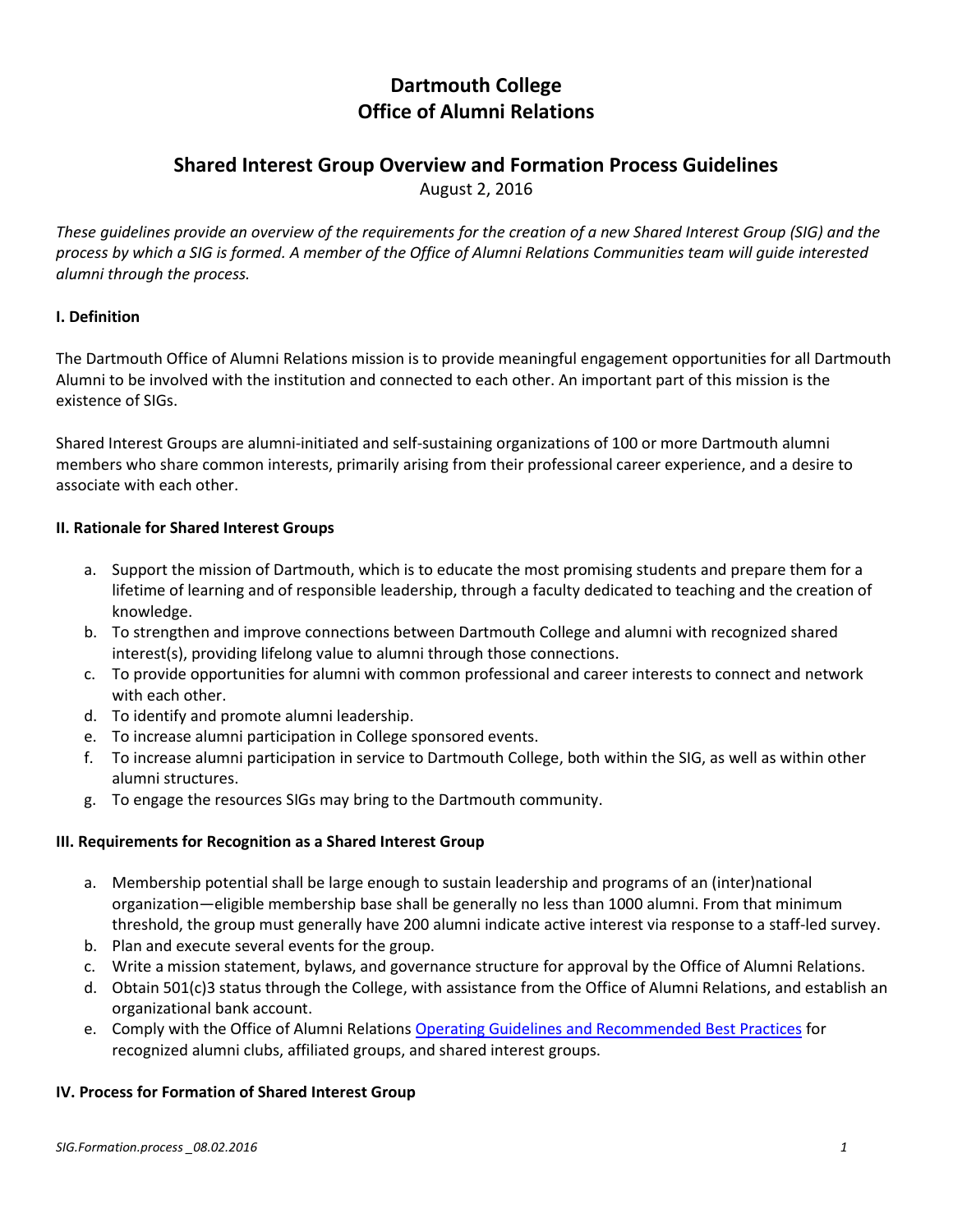# Dartmouth College
# Office of Alumni Relations

## Shared Interest Group Overview and Formation Process Guidelines

August 2, 2016

*These guidelines provide an overview of the requirements for the creation of a new Shared Interest Group (SIG) and the process by which a SIG is formed. A member of the Office of Alumni Relations Communities team will guide interested alumni through the process.*

### I. Definition

The Dartmouth Office of Alumni Relations mission is to provide meaningful engagement opportunities for all Dartmouth Alumni to be involved with the institution and connected to each other. An important part of this mission is the existence of SIGs.

Shared Interest Groups are alumni-initiated and self-sustaining organizations of 100 or more Dartmouth alumni members who share common interests, primarily arising from their professional career experience, and a desire to associate with each other.

### II. Rationale for Shared Interest Groups

a. Support the mission of Dartmouth, which is to educate the most promising students and prepare them for a lifetime of learning and of responsible leadership, through a faculty dedicated to teaching and the creation of knowledge.
b. To strengthen and improve connections between Dartmouth College and alumni with recognized shared interest(s), providing lifelong value to alumni through those connections.
c. To provide opportunities for alumni with common professional and career interests to connect and network with each other.
d. To identify and promote alumni leadership.
e. To increase alumni participation in College sponsored events.
f. To increase alumni participation in service to Dartmouth College, both within the SIG, as well as within other alumni structures.
g. To engage the resources SIGs may bring to the Dartmouth community.

### III. Requirements for Recognition as a Shared Interest Group

a. Membership potential shall be large enough to sustain leadership and programs of an (inter)national organization—eligible membership base shall be generally no less than 1000 alumni. From that minimum threshold, the group must generally have 200 alumni indicate active interest via response to a staff-led survey.
b. Plan and execute several events for the group.
c. Write a mission statement, bylaws, and governance structure for approval by the Office of Alumni Relations.
d. Obtain 501(c)3 status through the College, with assistance from the Office of Alumni Relations, and establish an organizational bank account.
e. Comply with the Office of Alumni Relations Operating Guidelines and Recommended Best Practices for recognized alumni clubs, affiliated groups, and shared interest groups.

### IV. Process for Formation of Shared Interest Group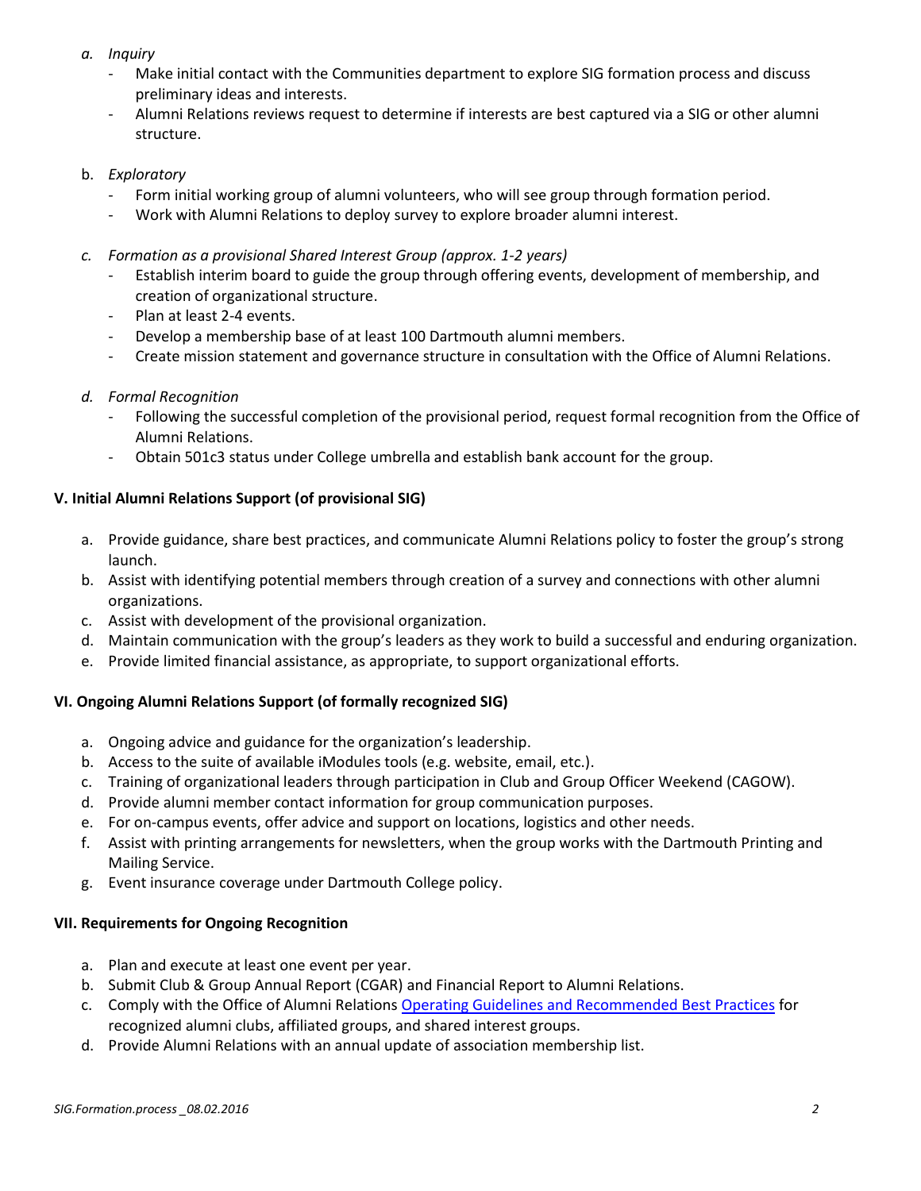a. *Inquiry*
   - Make initial contact with the Communities department to explore SIG formation process and discuss preliminary ideas and interests.
   - Alumni Relations reviews request to determine if interests are best captured via a SIG or other alumni structure.

b. *Exploratory*
   - Form initial working group of alumni volunteers, who will see group through formation period.
   - Work with Alumni Relations to deploy survey to explore broader alumni interest.

c. *Formation as a provisional Shared Interest Group (approx. 1-2 years)*
   - Establish interim board to guide the group through offering events, development of membership, and creation of organizational structure.
   - Plan at least 2-4 events.
   - Develop a membership base of at least 100 Dartmouth alumni members.
   - Create mission statement and governance structure in consultation with the Office of Alumni Relations.

d. *Formal Recognition*
   - Following the successful completion of the provisional period, request formal recognition from the Office of Alumni Relations.
   - Obtain 501c3 status under College umbrella and establish bank account for the group.

**V. Initial Alumni Relations Support (of provisional SIG)**

a. Provide guidance, share best practices, and communicate Alumni Relations policy to foster the group's strong launch.
b. Assist with identifying potential members through creation of a survey and connections with other alumni organizations.
c. Assist with development of the provisional organization.
d. Maintain communication with the group's leaders as they work to build a successful and enduring organization.
e. Provide limited financial assistance, as appropriate, to support organizational efforts.

**VI. Ongoing Alumni Relations Support (of formally recognized SIG)**

a. Ongoing advice and guidance for the organization's leadership.
b. Access to the suite of available iModules tools (e.g. website, email, etc.).
c. Training of organizational leaders through participation in Club and Group Officer Weekend (CAGOW).
d. Provide alumni member contact information for group communication purposes.
e. For on-campus events, offer advice and support on locations, logistics and other needs.
f. Assist with printing arrangements for newsletters, when the group works with the Dartmouth Printing and Mailing Service.
g. Event insurance coverage under Dartmouth College policy.

**VII. Requirements for Ongoing Recognition**

a. Plan and execute at least one event per year.
b. Submit Club & Group Annual Report (CGAR) and Financial Report to Alumni Relations.
c. Comply with the Office of Alumni Relations Operating Guidelines and Recommended Best Practices for recognized alumni clubs, affiliated groups, and shared interest groups.
d. Provide Alumni Relations with an annual update of association membership list.